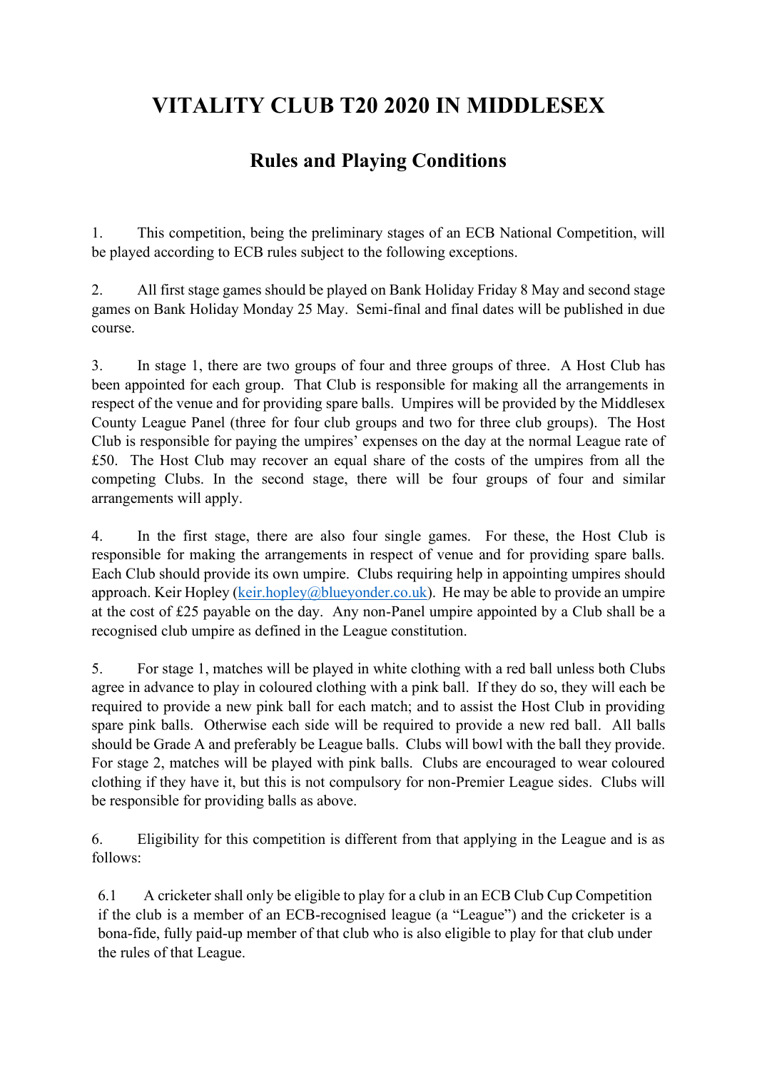# VITALITY CLUB T20 2020 IN MIDDLESEX

## Rules and Playing Conditions

1. This competition, being the preliminary stages of an ECB National Competition, will be played according to ECB rules subject to the following exceptions.

2. All first stage games should be played on Bank Holiday Friday 8 May and second stage games on Bank Holiday Monday 25 May. Semi-final and final dates will be published in due course.

3. In stage 1, there are two groups of four and three groups of three. A Host Club has been appointed for each group. That Club is responsible for making all the arrangements in respect of the venue and for providing spare balls. Umpires will be provided by the Middlesex County League Panel (three for four club groups and two for three club groups). The Host Club is responsible for paying the umpires' expenses on the day at the normal League rate of £50. The Host Club may recover an equal share of the costs of the umpires from all the competing Clubs. In the second stage, there will be four groups of four and similar arrangements will apply.

4. In the first stage, there are also four single games. For these, the Host Club is responsible for making the arrangements in respect of venue and for providing spare balls. Each Club should provide its own umpire. Clubs requiring help in appointing umpires should approach. Keir Hopley (keir.hopley@blueyonder.co.uk). He may be able to provide an umpire at the cost of £25 payable on the day. Any non-Panel umpire appointed by a Club shall be a recognised club umpire as defined in the League constitution.

5. For stage 1, matches will be played in white clothing with a red ball unless both Clubs agree in advance to play in coloured clothing with a pink ball. If they do so, they will each be required to provide a new pink ball for each match; and to assist the Host Club in providing spare pink balls. Otherwise each side will be required to provide a new red ball. All balls should be Grade A and preferably be League balls. Clubs will bowl with the ball they provide. For stage 2, matches will be played with pink balls. Clubs are encouraged to wear coloured clothing if they have it, but this is not compulsory for non-Premier League sides. Clubs will be responsible for providing balls as above.

6. Eligibility for this competition is different from that applying in the League and is as follows:

6.1 A cricketer shall only be eligible to play for a club in an ECB Club Cup Competition if the club is a member of an ECB-recognised league (a "League") and the cricketer is a bona-fide, fully paid-up member of that club who is also eligible to play for that club under the rules of that League.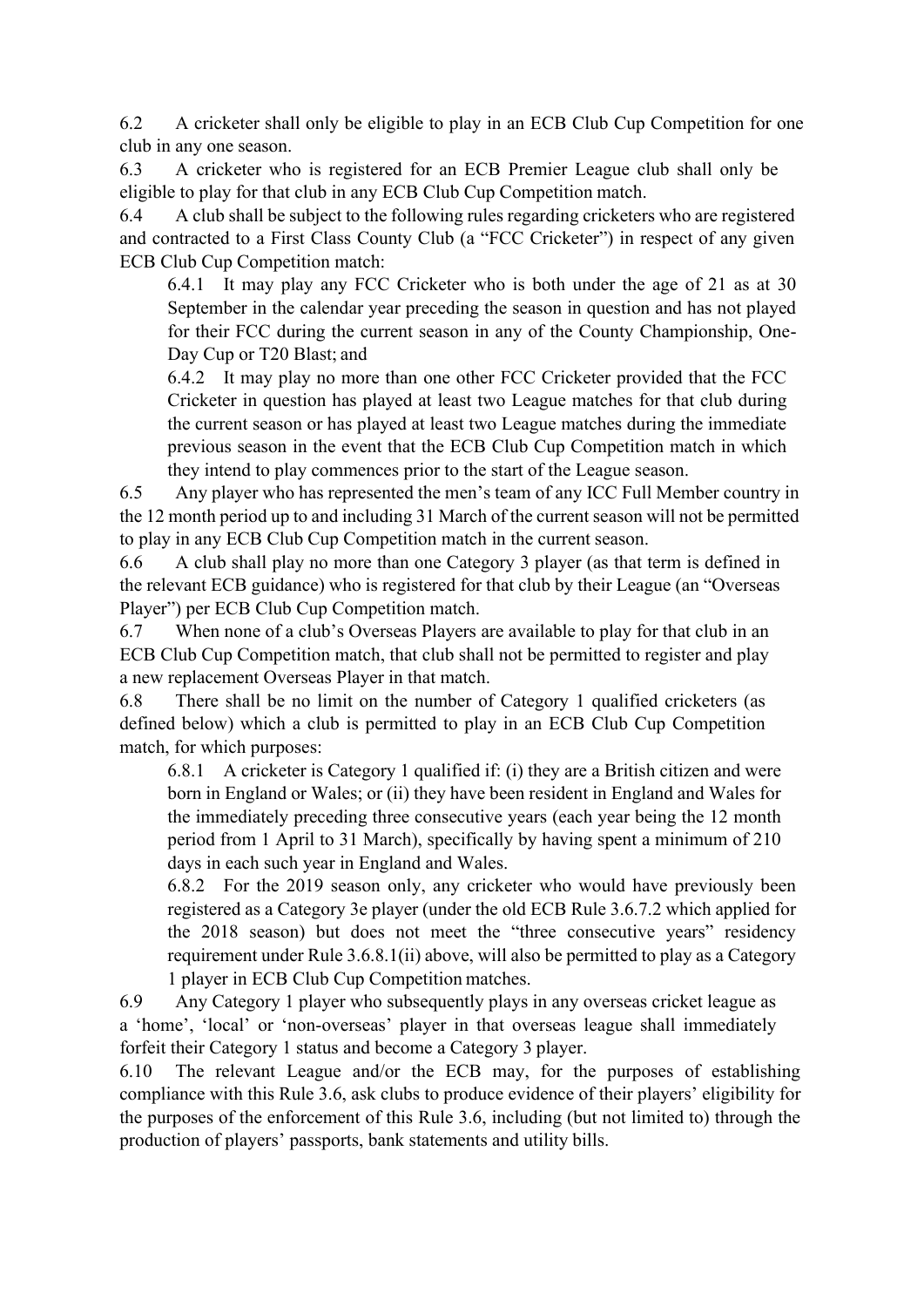6.2 A cricketer shall only be eligible to play in an ECB Club Cup Competition for one club in any one season.

6.3 A cricketer who is registered for an ECB Premier League club shall only be eligible to play for that club in any ECB Club Cup Competition match.

6.4 A club shall be subject to the following rules regarding cricketers who are registered and contracted to a First Class County Club (a "FCC Cricketer") in respect of any given ECB Club Cup Competition match:

> 6.4.1 It may play any FCC Cricketer who is both under the age of 21 as at 30 September in the calendar year preceding the season in question and has not played for their FCC during the current season in any of the County Championship, One-Day Cup or T20 Blast; and
>
> 6.4.2 It may play no more than one other FCC Cricketer provided that the FCC Cricketer in question has played at least two League matches for that club during the current season or has played at least two League matches during the immediate previous season in the event that the ECB Club Cup Competition match in which they intend to play commences prior to the start of the League season.

6.5 Any player who has represented the men's team of any ICC Full Member country in the 12 month period up to and including 31 March of the current season will not be permitted to play in any ECB Club Cup Competition match in the current season.

6.6 A club shall play no more than one Category 3 player (as that term is defined in the relevant ECB guidance) who is registered for that club by their League (an "Overseas Player") per ECB Club Cup Competition match.

6.7 When none of a club's Overseas Players are available to play for that club in an ECB Club Cup Competition match, that club shall not be permitted to register and play a new replacement Overseas Player in that match.

6.8 There shall be no limit on the number of Category 1 qualified cricketers (as defined below) which a club is permitted to play in an ECB Club Cup Competition match, for which purposes:

> 6.8.1 A cricketer is Category 1 qualified if: (i) they are a British citizen and were born in England or Wales; or (ii) they have been resident in England and Wales for the immediately preceding three consecutive years (each year being the 12 month period from 1 April to 31 March), specifically by having spent a minimum of 210 days in each such year in England and Wales.
>
> 6.8.2 For the 2019 season only, any cricketer who would have previously been registered as a Category 3e player (under the old ECB Rule 3.6.7.2 which applied for the 2018 season) but does not meet the "three consecutive years" residency requirement under Rule 3.6.8.1(ii) above, will also be permitted to play as a Category 1 player in ECB Club Cup Competition matches.

6.9 Any Category 1 player who subsequently plays in any overseas cricket league as a 'home', 'local' or 'non-overseas' player in that overseas league shall immediately forfeit their Category 1 status and become a Category 3 player.

6.10 The relevant League and/or the ECB may, for the purposes of establishing compliance with this Rule 3.6, ask clubs to produce evidence of their players' eligibility for the purposes of the enforcement of this Rule 3.6, including (but not limited to) through the production of players' passports, bank statements and utility bills.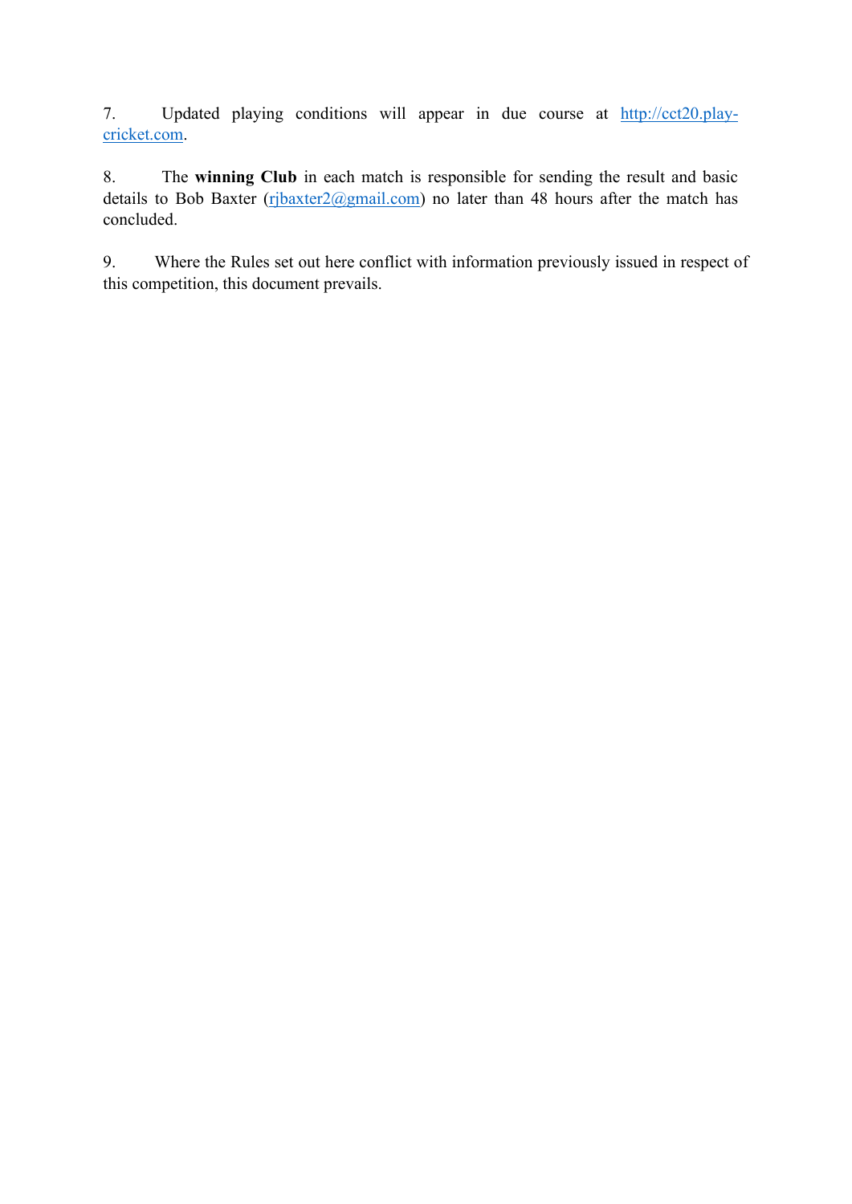7. Updated playing conditions will appear in due course at http://cct20.play-cricket.com.

8. The **winning Club** in each match is responsible for sending the result and basic details to Bob Baxter (rjbaxter2@gmail.com) no later than 48 hours after the match has concluded.

9. Where the Rules set out here conflict with information previously issued in respect of this competition, this document prevails.